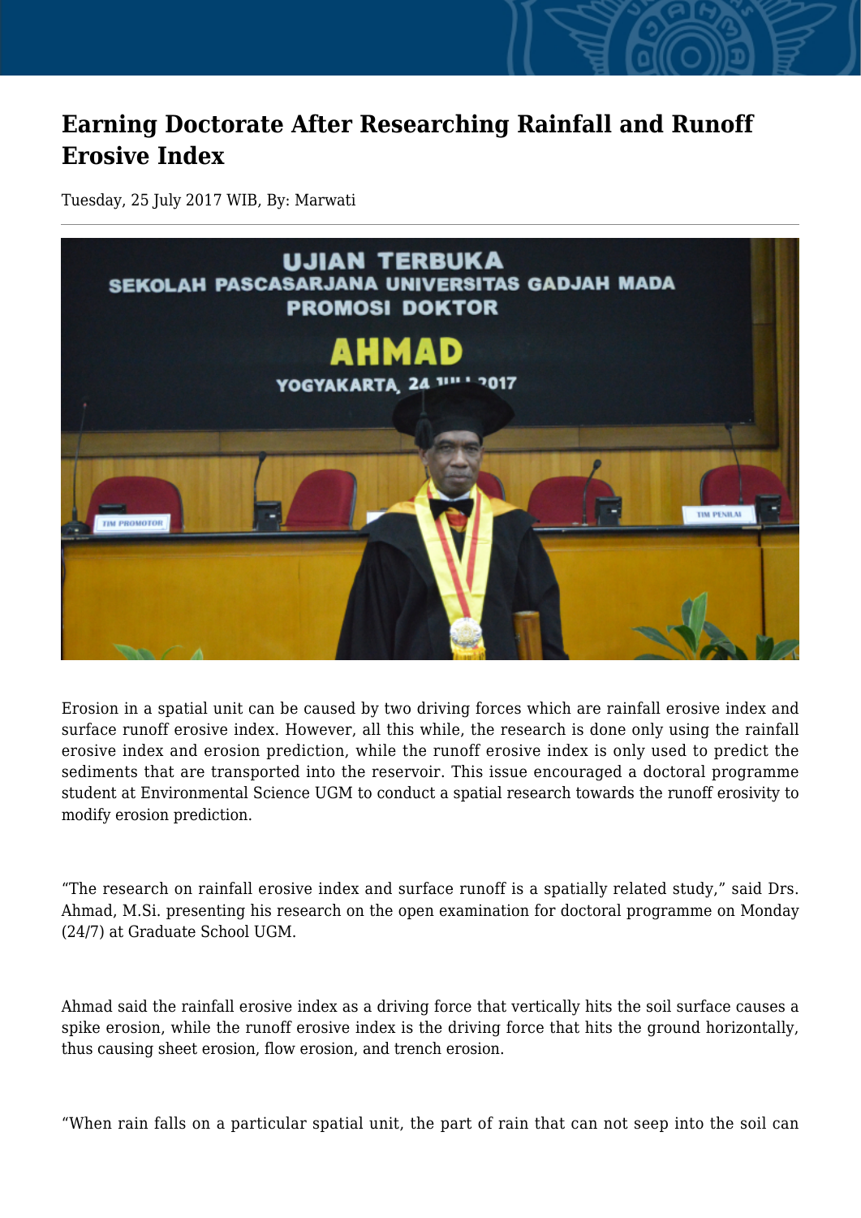# Earning Doctorate After Researching Rainfall and Runoff Erosive Index

Tuesday, 25 July 2017 WIB, By: Marwati

Erosion in a spatial unit can be caused by two driving forces which are rainfall erosive index and surface runoff erosive index. However, all this while, the research is done only using the rainfall erosive index and erosion prediction, while the runoff erosive index is only used to predict the sediments that are transported into the reservoir. This issue encouraged a doctoral programme student at Environmental Science UGM to conduct a spatial research towards the runoff erosivity to modify erosion prediction.

"The research on rainfall erosive index and surface runoff is a spatially related study," said Drs. Ahmad, M.Si. presenting his research on the open examination for doctoral programme on Monday (24/7) at Graduate School UGM.

Ahmad said the rainfall erosive index as a driving force that vertically hits the soil surface causes a spike erosion, while the runoff erosive index is the driving force that hits the ground horizontally, thus causing sheet erosion, flow erosion, and trench erosion.

"When rain falls on a particular spatial unit, the part of rain that can not seep into the soil can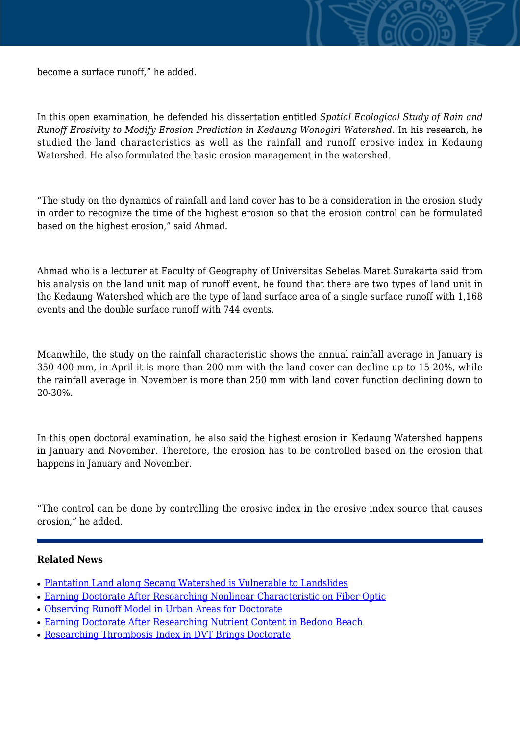become a surface runoff," he added.

In this open examination, he defended his dissertation entitled *Spatial Ecological Study of Rain and Runoff Erosivity to Modify Erosion Prediction in Kedaung Wonogiri Watershed*. In his research, he studied the land characteristics as well as the rainfall and runoff erosive index in Kedaung Watershed. He also formulated the basic erosion management in the watershed.

"The study on the dynamics of rainfall and land cover has to be a consideration in the erosion study in order to recognize the time of the highest erosion so that the erosion control can be formulated based on the highest erosion," said Ahmad.

Ahmad who is a lecturer at Faculty of Geography of Universitas Sebelas Maret Surakarta said from his analysis on the land unit map of runoff event, he found that there are two types of land unit in the Kedaung Watershed which are the type of land surface area of a single surface runoff with 1,168 events and the double surface runoff with 744 events.

Meanwhile, the study on the rainfall characteristic shows the annual rainfall average in January is 350-400 mm, in April it is more than 200 mm with the land cover can decline up to 15-20%, while the rainfall average in November is more than 250 mm with land cover function declining down to 20-30%.

In this open doctoral examination, he also said the highest erosion in Kedaung Watershed happens in January and November. Therefore, the erosion has to be controlled based on the erosion that happens in January and November.

"The control can be done by controlling the erosive index in the erosive index source that causes erosion," he added.

**Related News**

- Plantation Land along Secang Watershed is Vulnerable to Landslides
- Earning Doctorate After Researching Nonlinear Characteristic on Fiber Optic
- Observing Runoff Model in Urban Areas for Doctorate
- Earning Doctorate After Researching Nutrient Content in Bedono Beach
- Researching Thrombosis Index in DVT Brings Doctorate